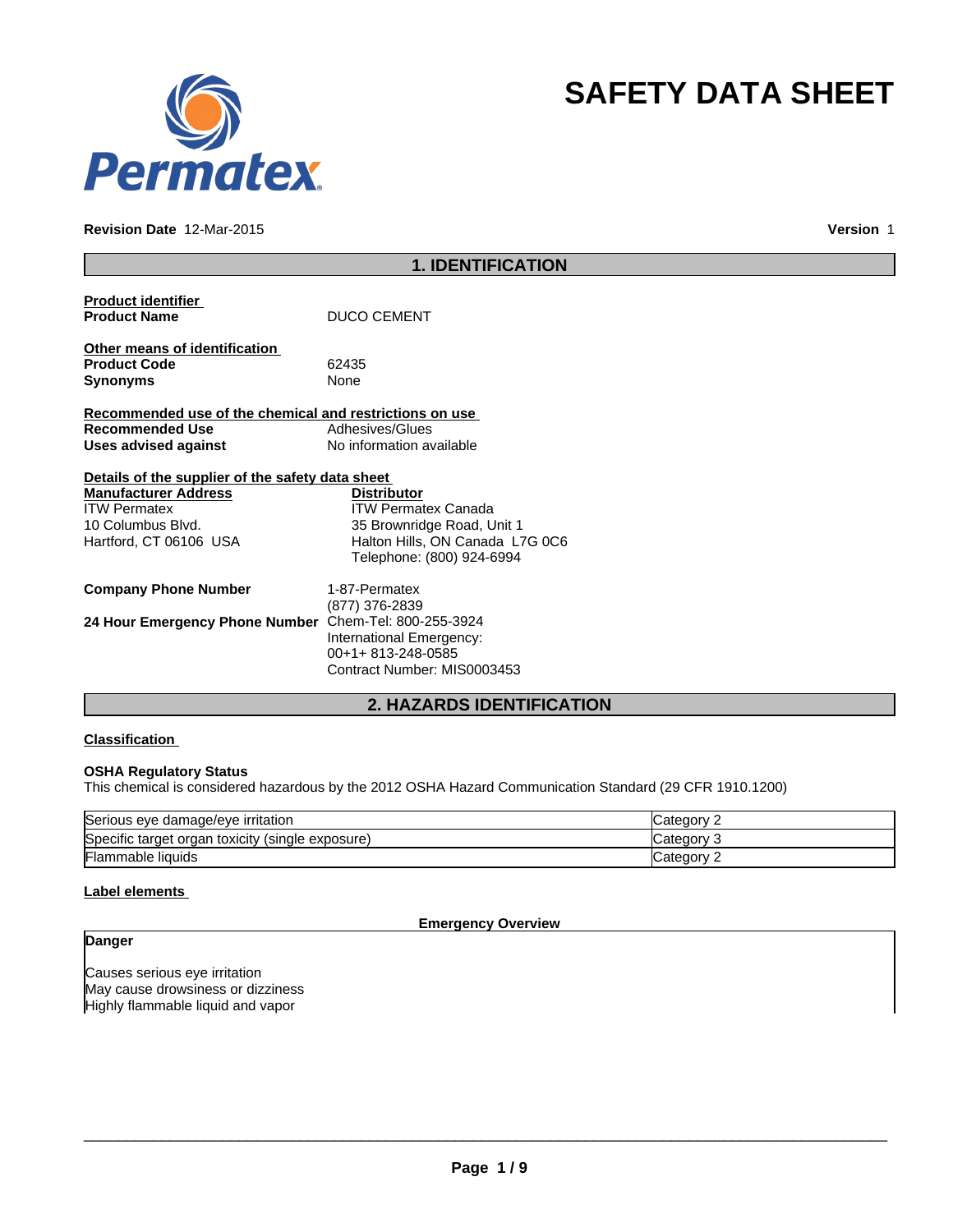Permatex

# SAFETY DATA SHEET

**Revision Date** 12-Mar-2015 **Version** 1

## 1. IDENTIFICATION

**Product identifier**

**Product Name** DUCO CEMENT

**Other means of identification**

**Product Code** 62435

**Synonyms** None

**Recommended use of the chemical and restrictions on use**

**Recommended Use** Adhesives/Glues

**Uses advised against** No information available

**Details of the supplier of the safety data sheet**

**Manufacturer Address**

ITW Permatex
10 Columbus Blvd.
Hartford, CT 06106 USA

**Distributor**

ITW Permatex Canada
35 Brownridge Road, Unit 1
Halton Hills, ON Canada L7G 0C6
Telephone: (800) 924-6994

**Company Phone Number** 1-87-Permatex
(877) 376-2839

**24 Hour Emergency Phone Number** Chem-Tel: 800-255-3924
International Emergency:
00+1+ 813-248-0585
Contract Number: MIS0003453

## 2. HAZARDS IDENTIFICATION

**Classification**

**OSHA Regulatory Status**

This chemical is considered hazardous by the 2012 OSHA Hazard Communication Standard (29 CFR 1910.1200)

| | |
|---|---|
| Serious eye damage/eye irritation | Category 2 |
| Specific target organ toxicity (single exposure) | Category 3 |
| Flammable liquids | Category 2 |

**Label elements**

**Emergency Overview**

**Danger**

Causes serious eye irritation
May cause drowsiness or dizziness
Highly flammable liquid and vapor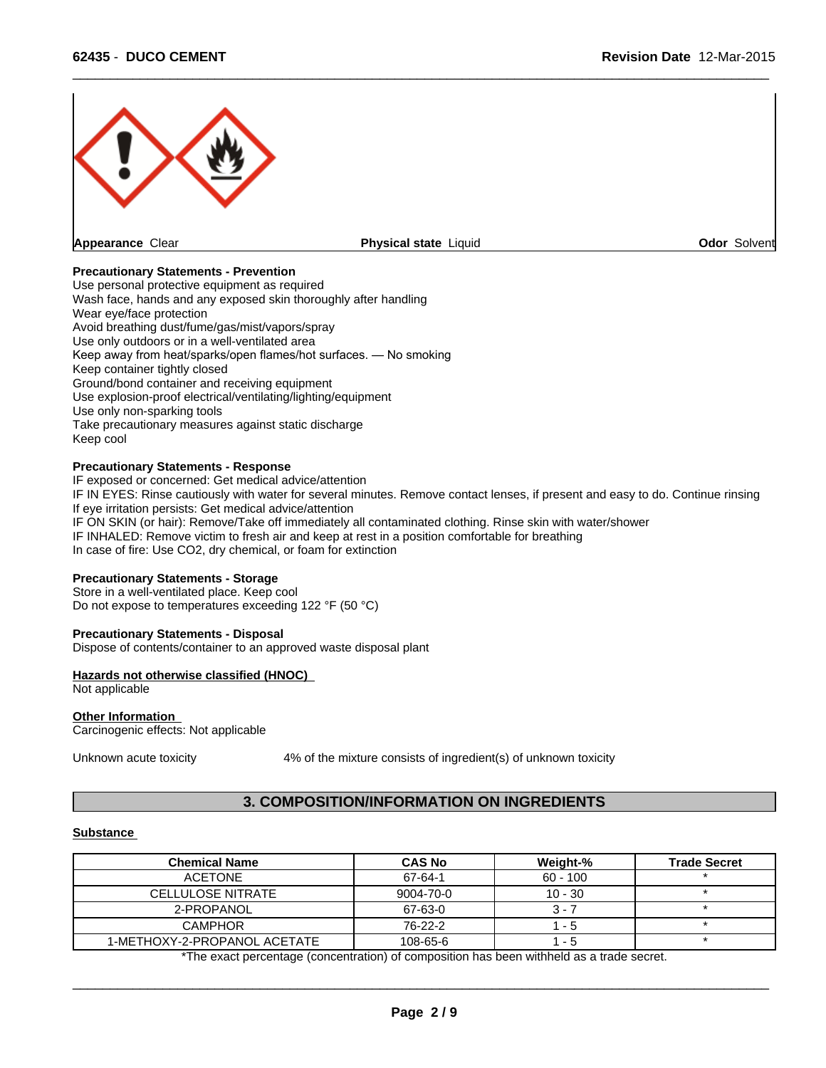**Appearance** Clear **Physical state** Liquid **Odor** Solvent

**Precautionary Statements - Prevention**
Use personal protective equipment as required
Wash face, hands and any exposed skin thoroughly after handling
Wear eye/face protection
Avoid breathing dust/fume/gas/mist/vapors/spray
Use only outdoors or in a well-ventilated area
Keep away from heat/sparks/open flames/hot surfaces. — No smoking
Keep container tightly closed
Ground/bond container and receiving equipment
Use explosion-proof electrical/ventilating/lighting/equipment
Use only non-sparking tools
Take precautionary measures against static discharge
Keep cool

**Precautionary Statements - Response**
IF exposed or concerned: Get medical advice/attention
IF IN EYES: Rinse cautiously with water for several minutes. Remove contact lenses, if present and easy to do. Continue rinsing
If eye irritation persists: Get medical advice/attention
IF ON SKIN (or hair): Remove/Take off immediately all contaminated clothing. Rinse skin with water/shower
IF INHALED: Remove victim to fresh air and keep at rest in a position comfortable for breathing
In case of fire: Use CO2, dry chemical, or foam for extinction

**Precautionary Statements - Storage**
Store in a well-ventilated place. Keep cool
Do not expose to temperatures exceeding 122 °F (50 °C)

**Precautionary Statements - Disposal**
Dispose of contents/container to an approved waste disposal plant

**Hazards not otherwise classified (HNOC)**
Not applicable

**Other Information**
Carcinogenic effects: Not applicable

Unknown acute toxicity 4% of the mixture consists of ingredient(s) of unknown toxicity

## 3. COMPOSITION/INFORMATION ON INGREDIENTS

**Substance**

| Chemical Name | CAS No | Weight-% | Trade Secret |
|---|---|---|---|
| ACETONE | 67-64-1 | 60 - 100 | * |
| CELLULOSE NITRATE | 9004-70-0 | 10 - 30 | * |
| 2-PROPANOL | 67-63-0 | 3 - 7 | * |
| CAMPHOR | 76-22-2 | 1 - 5 | * |
| 1-METHOXY-2-PROPANOL ACETATE | 108-65-6 | 1 - 5 | * |

*The exact percentage (concentration) of composition has been withheld as a trade secret.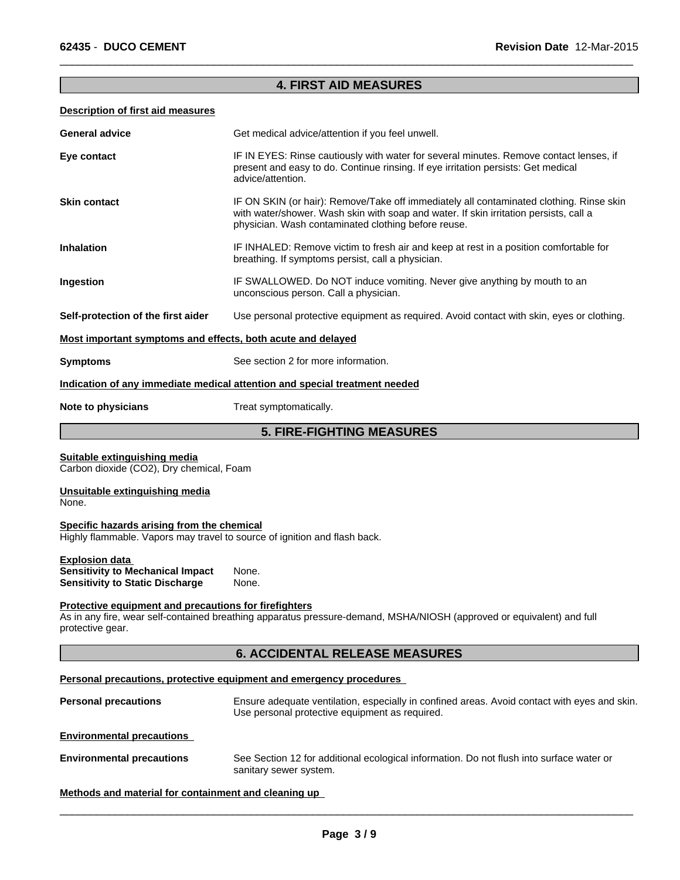## 4. FIRST AID MEASURES

**Description of first aid measures**

**General advice** Get medical advice/attention if you feel unwell.

**Eye contact** IF IN EYES: Rinse cautiously with water for several minutes. Remove contact lenses, if present and easy to do. Continue rinsing. If eye irritation persists: Get medical advice/attention.

**Skin contact** IF ON SKIN (or hair): Remove/Take off immediately all contaminated clothing. Rinse skin with water/shower. Wash skin with soap and water. If skin irritation persists, call a physician. Wash contaminated clothing before reuse.

**Inhalation** IF INHALED: Remove victim to fresh air and keep at rest in a position comfortable for breathing. If symptoms persist, call a physician.

**Ingestion** IF SWALLOWED. Do NOT induce vomiting. Never give anything by mouth to an unconscious person. Call a physician.

**Self-protection of the first aider** Use personal protective equipment as required. Avoid contact with skin, eyes or clothing.

**Most important symptoms and effects, both acute and delayed**

**Symptoms** See section 2 for more information.

**Indication of any immediate medical attention and special treatment needed**

**Note to physicians** Treat symptomatically.

## 5. FIRE-FIGHTING MEASURES

**Suitable extinguishing media**
Carbon dioxide ($CO_2$), Dry chemical, Foam

**Unsuitable extinguishing media**
None.

**Specific hazards arising from the chemical**
Highly flammable. Vapors may travel to source of ignition and flash back.

**Explosion data**
**Sensitivity to Mechanical Impact** None.
**Sensitivity to Static Discharge** None.

**Protective equipment and precautions for firefighters**
As in any fire, wear self-contained breathing apparatus pressure-demand, MSHA/NIOSH (approved or equivalent) and full protective gear.

## 6. ACCIDENTAL RELEASE MEASURES

**Personal precautions, protective equipment and emergency procedures**

**Personal precautions** Ensure adequate ventilation, especially in confined areas. Avoid contact with eyes and skin. Use personal protective equipment as required.

**Environmental precautions**

**Environmental precautions** See Section 12 for additional ecological information. Do not flush into surface water or sanitary sewer system.

**Methods and material for containment and cleaning up**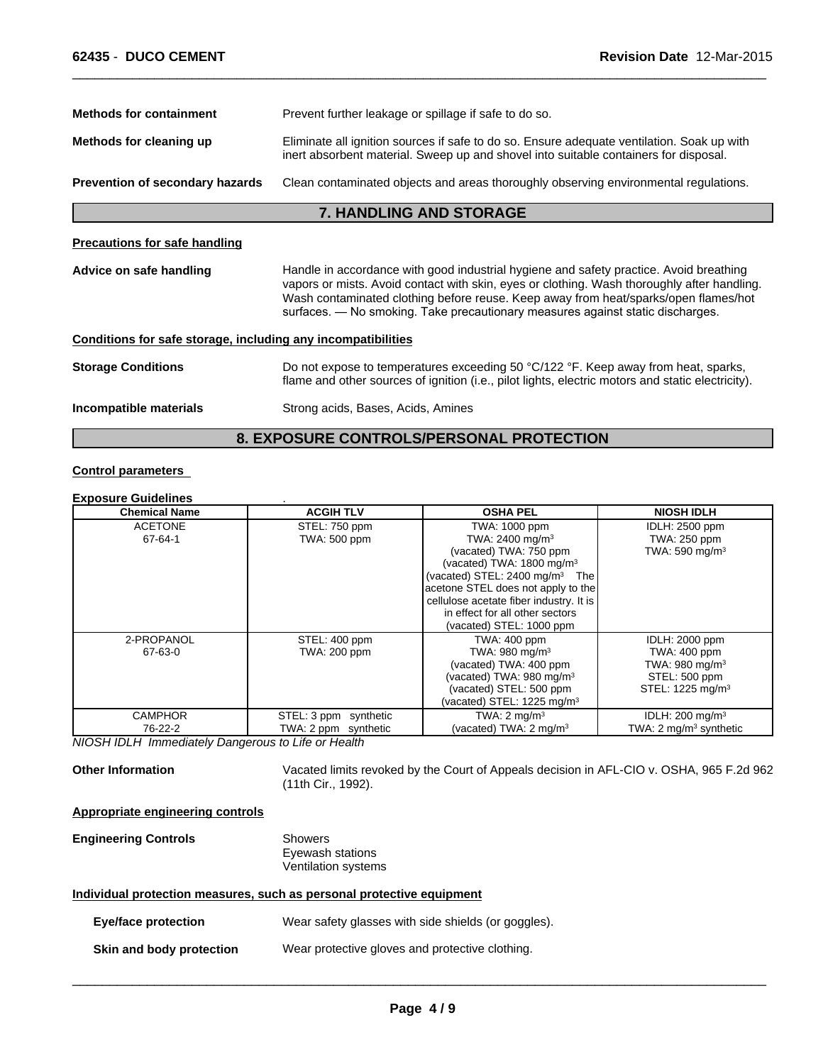**Methods for containment** Prevent further leakage or spillage if safe to do so.

**Methods for cleaning up** Eliminate all ignition sources if safe to do so. Ensure adequate ventilation. Soak up with inert absorbent material. Sweep up and shovel into suitable containers for disposal.

**Prevention of secondary hazards** Clean contaminated objects and areas thoroughly observing environmental regulations.

## 7. HANDLING AND STORAGE

### Precautions for safe handling

**Advice on safe handling** Handle in accordance with good industrial hygiene and safety practice. Avoid breathing vapors or mists. Avoid contact with skin, eyes or clothing. Wash thoroughly after handling. Wash contaminated clothing before reuse. Keep away from heat/sparks/open flames/hot surfaces. — No smoking. Take precautionary measures against static discharges.

### Conditions for safe storage, including any incompatibilities

**Storage Conditions** Do not expose to temperatures exceeding 50 °C/122 °F. Keep away from heat, sparks, flame and other sources of ignition (i.e., pilot lights, electric motors and static electricity).

**Incompatible materials** Strong acids, Bases, Acids, Amines

## 8. EXPOSURE CONTROLS/PERSONAL PROTECTION

### Control parameters

**Exposure Guidelines** .

| Chemical Name | ACGIH TLV | OSHA PEL | NIOSH IDLH |
|---|---|---|---|
| ACETONE<br>67-64-1 | STEL: 750 ppm<br>TWA: 500 ppm | TWA: 1000 ppm<br>TWA: 2400 mg/m$^3$<br>(vacated) TWA: 750 ppm<br>(vacated) TWA: 1800 mg/m$^3$<br>(vacated) STEL: 2400 mg/m$^3$ The acetone STEL does not apply to the cellulose acetate fiber industry. It is in effect for all other sectors<br>(vacated) STEL: 1000 ppm | IDLH: 2500 ppm<br>TWA: 250 ppm<br>TWA: 590 mg/m$^3$ |
| 2-PROPANOL<br>67-63-0 | STEL: 400 ppm<br>TWA: 200 ppm | TWA: 400 ppm<br>TWA: 980 mg/m$^3$<br>(vacated) TWA: 400 ppm<br>(vacated) TWA: 980 mg/m$^3$<br>(vacated) STEL: 500 ppm<br>(vacated) STEL: 1225 mg/m$^3$ | IDLH: 2000 ppm<br>TWA: 400 ppm<br>TWA: 980 mg/m$^3$<br>STEL: 500 ppm<br>STEL: 1225 mg/m$^3$ |
| CAMPHOR<br>76-22-2 | STEL: 3 ppm synthetic<br>TWA: 2 ppm synthetic | TWA: 2 mg/m$^3$<br>(vacated) TWA: 2 mg/m$^3$ | IDLH: 200 mg/m$^3$<br>TWA: 2 mg/m$^3$ synthetic |

*NIOSH IDLH Immediately Dangerous to Life or Health*

**Other Information** Vacated limits revoked by the Court of Appeals decision in AFL-CIO v. OSHA, 965 F.2d 962 (11th Cir., 1992).

### Appropriate engineering controls

**Engineering Controls** Showers
Eyewash stations
Ventilation systems

### Individual protection measures, such as personal protective equipment

**Eye/face protection** Wear safety glasses with side shields (or goggles).

**Skin and body protection** Wear protective gloves and protective clothing.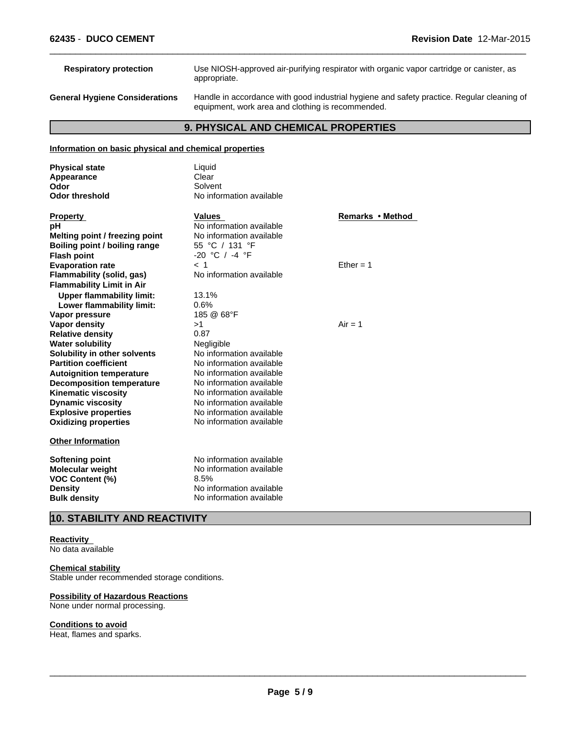| | |
|---|---|
| **Respiratory protection** | Use NIOSH-approved air-purifying respirator with organic vapor cartridge or canister, as appropriate. |
| **General Hygiene Considerations** | Handle in accordance with good industrial hygiene and safety practice. Regular cleaning of equipment, work area and clothing is recommended. |

## 9. PHYSICAL AND CHEMICAL PROPERTIES

**Information on basic physical and chemical properties**

| | |
|---|---|
| **Physical state** | Liquid |
| **Appearance** | Clear |
| **Odor** | Solvent |
| **Odor threshold** | No information available |

| Property | Values | Remarks • Method |
|---|---|---|
| **pH** | No information available | |
| **Melting point / freezing point** | No information available | |
| **Boiling point / boiling range** | 55 °C / 131 °F | |
| **Flash point** | -20 °C / -4 °F | |
| **Evaporation rate** | < 1 | Ether = 1 |
| **Flammability (solid, gas)** | No information available | |
| **Flammability Limit in Air** | | |
| **Upper flammability limit:** | 13.1% | |
| **Lower flammability limit:** | 0.6% | |
| **Vapor pressure** | 185 @ 68°F | |
| **Vapor density** | >1 | Air = 1 |
| **Relative density** | 0.87 | |
| **Water solubility** | Negligible | |
| **Solubility in other solvents** | No information available | |
| **Partition coefficient** | No information available | |
| **Autoignition temperature** | No information available | |
| **Decomposition temperature** | No information available | |
| **Kinematic viscosity** | No information available | |
| **Dynamic viscosity** | No information available | |
| **Explosive properties** | No information available | |
| **Oxidizing properties** | No information available | |

**Other Information**

| | |
|---|---|
| **Softening point** | No information available |
| **Molecular weight** | No information available |
| **VOC Content (%)** | 8.5% |
| **Density** | No information available |
| **Bulk density** | No information available |

## 10. STABILITY AND REACTIVITY

**Reactivity**
No data available

**Chemical stability**
Stable under recommended storage conditions.

**Possibility of Hazardous Reactions**
None under normal processing.

**Conditions to avoid**
Heat, flames and sparks.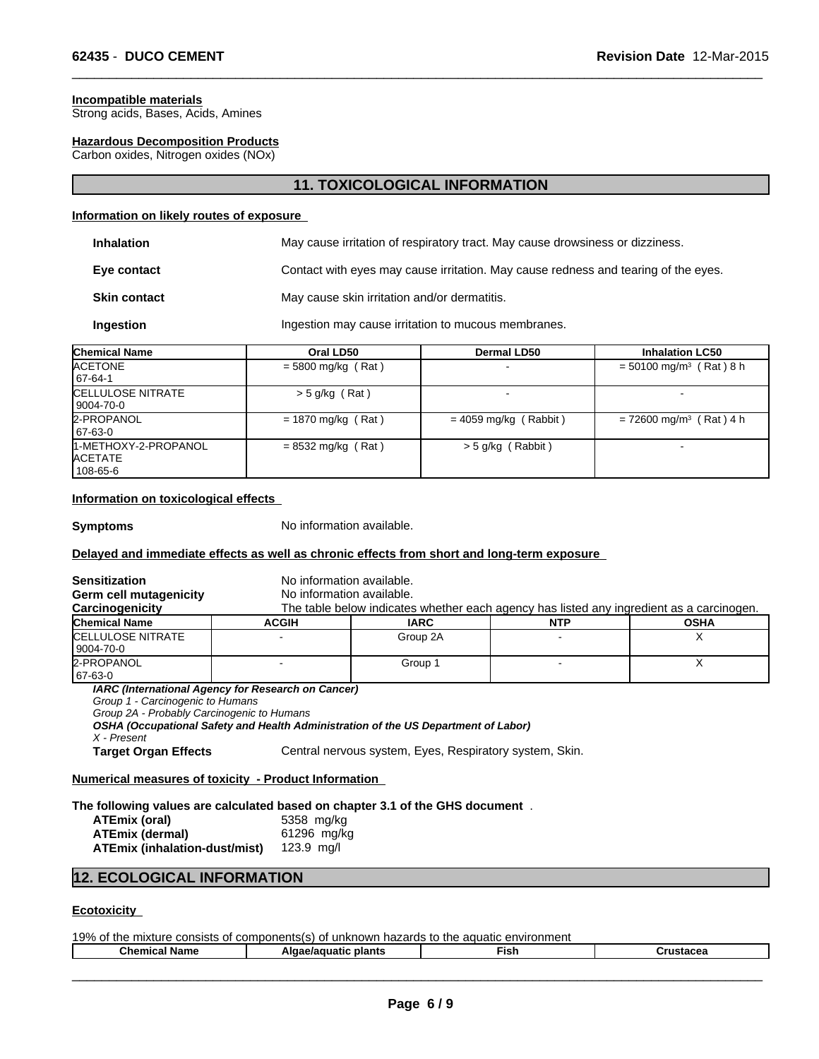**Incompatible materials**
Strong acids, Bases, Acids, Amines

**Hazardous Decomposition Products**
Carbon oxides, Nitrogen oxides (NOx)

## 11. TOXICOLOGICAL INFORMATION

**Information on likely routes of exposure**

| | |
|---|---|
| **Inhalation** | May cause irritation of respiratory tract. May cause drowsiness or dizziness. |
| **Eye contact** | Contact with eyes may cause irritation. May cause redness and tearing of the eyes. |
| **Skin contact** | May cause skin irritation and/or dermatitis. |
| **Ingestion** | Ingestion may cause irritation to mucous membranes. |

| Chemical Name | Oral LD50 | Dermal LD50 | Inhalation LC50 |
|---|---|---|---|
| ACETONE 67-64-1 | = 5800 mg/kg ( Rat ) | - | = 50100 mg/m³ ( Rat ) 8 h |
| CELLULOSE NITRATE 9004-70-0 | > 5 g/kg ( Rat ) | - | - |
| 2-PROPANOL 67-63-0 | = 1870 mg/kg ( Rat ) | = 4059 mg/kg ( Rabbit ) | = 72600 mg/m³ ( Rat ) 4 h |
| 1-METHOXY-2-PROPANOL ACETATE 108-65-6 | = 8532 mg/kg ( Rat ) | > 5 g/kg ( Rabbit ) | - |

**Information on toxicological effects**

**Symptoms** No information available.

**Delayed and immediate effects as well as chronic effects from short and long-term exposure**

**Sensitization** No information available.
**Germ cell mutagenicity** No information available.
**Carcinogenicity** The table below indicates whether each agency has listed any ingredient as a carcinogen.

| Chemical Name | ACGIH | IARC | NTP | OSHA |
|---|---|---|---|---|
| CELLULOSE NITRATE 9004-70-0 | - | Group 2A | - | X |
| 2-PROPANOL 67-63-0 | - | Group 1 | - | X |

***IARC (International Agency for Research on Cancer)***
*Group 1 - Carcinogenic to Humans*
*Group 2A - Probably Carcinogenic to Humans*
***OSHA (Occupational Safety and Health Administration of the US Department of Labor)***
*X - Present*

**Target Organ Effects** Central nervous system, Eyes, Respiratory system, Skin.

**Numerical measures of toxicity - Product Information**

**The following values are calculated based on chapter 3.1 of the GHS document** .

| | |
|---|---|
| **ATEmix (oral)** | 5358 mg/kg |
| **ATEmix (dermal)** | 61296 mg/kg |
| **ATEmix (inhalation-dust/mist)** | 123.9 mg/l |

## 12. ECOLOGICAL INFORMATION

**Ecotoxicity**

19% of the mixture consists of components(s) of unknown hazards to the aquatic environment

| Chemical Name | Algae/aquatic plants | Fish | Crustacea |
|---|---|---|---|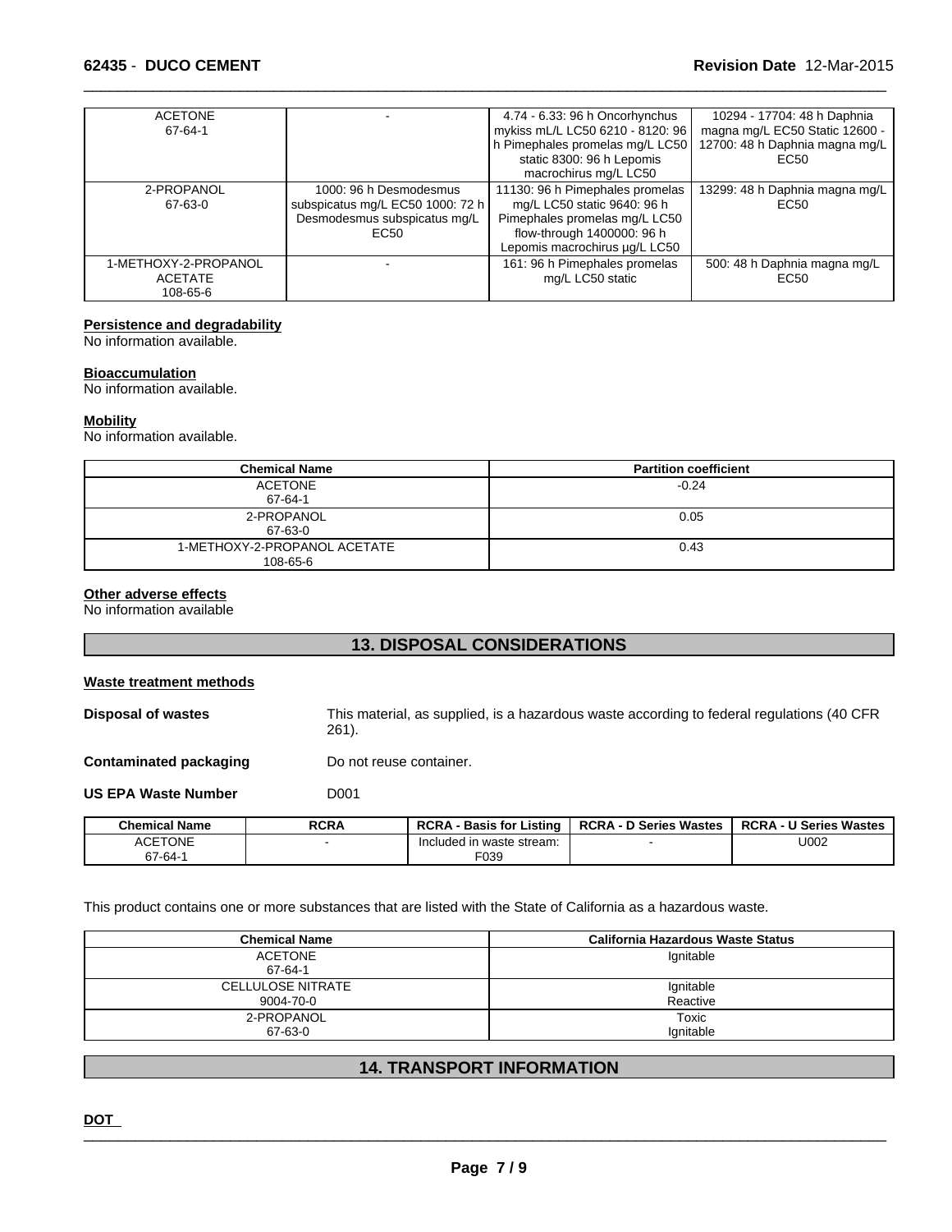| | | | |
|---|---|---|---|
| ACETONE 67-64-1 | - | 4.74 - 6.33: 96 h Oncorhynchus mykiss mL/L LC50 6210 - 8120: 96 h Pimephales promelas mg/L LC50 static 8300: 96 h Lepomis macrochirus mg/L LC50 | 10294 - 17704: 48 h Daphnia magna mg/L EC50 Static 12600 - 12700: 48 h Daphnia magna mg/L EC50 |
| 2-PROPANOL 67-63-0 | 1000: 96 h Desmodesmus subspicatus mg/L EC50 1000: 72 h Desmodesmus subspicatus mg/L EC50 | 11130: 96 h Pimephales promelas mg/L LC50 static 9640: 96 h Pimephales promelas mg/L LC50 flow-through 1400000: 96 h Lepomis macrochirus µg/L LC50 | 13299: 48 h Daphnia magna mg/L EC50 |
| 1-METHOXY-2-PROPANOL ACETATE 108-65-6 | - | 161: 96 h Pimephales promelas mg/L LC50 static | 500: 48 h Daphnia magna mg/L EC50 |

**Persistence and degradability**
No information available.

**Bioaccumulation**
No information available.

**Mobility**
No information available.

| Chemical Name | Partition coefficient |
|---|---|
| ACETONE 67-64-1 | -0.24 |
| 2-PROPANOL 67-63-0 | 0.05 |
| 1-METHOXY-2-PROPANOL ACETATE 108-65-6 | 0.43 |

**Other adverse effects**
No information available

## 13. DISPOSAL CONSIDERATIONS

**Waste treatment methods**

**Disposal of wastes** This material, as supplied, is a hazardous waste according to federal regulations (40 CFR 261).

**Contaminated packaging** Do not reuse container.

**US EPA Waste Number** D001

| Chemical Name | RCRA | RCRA - Basis for Listing | RCRA - D Series Wastes | RCRA - U Series Wastes |
|---|---|---|---|---|
| ACETONE 67-64-1 | - | Included in waste stream: F039 | - | U002 |

This product contains one or more substances that are listed with the State of California as a hazardous waste.

| Chemical Name | California Hazardous Waste Status |
|---|---|
| ACETONE 67-64-1 | Ignitable |
| CELLULOSE NITRATE 9004-70-0 | Ignitable Reactive |
| 2-PROPANOL 67-63-0 | Toxic Ignitable |

## 14. TRANSPORT INFORMATION

**DOT**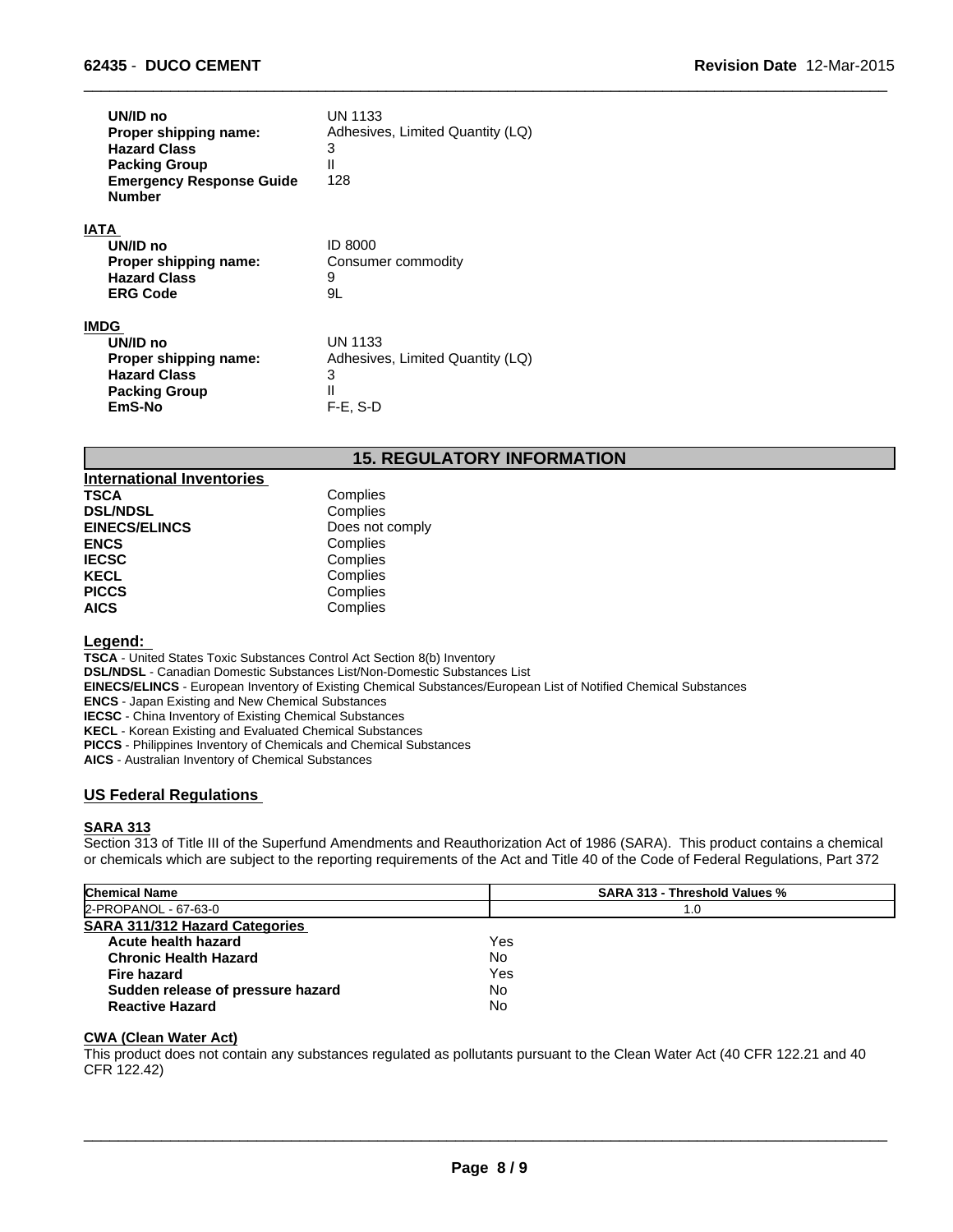| | |
|---|---|
| **UN/ID no** | UN 1133 |
| **Proper shipping name:** | Adhesives, Limited Quantity (LQ) |
| **Hazard Class** | 3 |
| **Packing Group** | II |
| **Emergency Response Guide Number** | 128 |

**IATA**

| | |
|---|---|
| **UN/ID no** | ID 8000 |
| **Proper shipping name:** | Consumer commodity |
| **Hazard Class** | 9 |
| **ERG Code** | 9L |

**IMDG**

| | |
|---|---|
| **UN/ID no** | UN 1133 |
| **Proper shipping name:** | Adhesives, Limited Quantity (LQ) |
| **Hazard Class** | 3 |
| **Packing Group** | II |
| **EmS-No** | F-E, S-D |

## 15. REGULATORY INFORMATION

**International Inventories**

| | |
|---|---|
| **TSCA** | Complies |
| **DSL/NDSL** | Complies |
| **EINECS/ELINCS** | Does not comply |
| **ENCS** | Complies |
| **IECSC** | Complies |
| **KECL** | Complies |
| **PICCS** | Complies |
| **AICS** | Complies |

**Legend:**

**TSCA** - United States Toxic Substances Control Act Section 8(b) Inventory
**DSL/NDSL** - Canadian Domestic Substances List/Non-Domestic Substances List
**EINECS/ELINCS** - European Inventory of Existing Chemical Substances/European List of Notified Chemical Substances
**ENCS** - Japan Existing and New Chemical Substances
**IECSC** - China Inventory of Existing Chemical Substances
**KECL** - Korean Existing and Evaluated Chemical Substances
**PICCS** - Philippines Inventory of Chemicals and Chemical Substances
**AICS** - Australian Inventory of Chemical Substances

### US Federal Regulations

**SARA 313**

Section 313 of Title III of the Superfund Amendments and Reauthorization Act of 1986 (SARA). This product contains a chemical or chemicals which are subject to the reporting requirements of the Act and Title 40 of the Code of Federal Regulations, Part 372

| Chemical Name | SARA 313 - Threshold Values % |
|---|---|
| 2-PROPANOL - 67-63-0 | 1.0 |

**SARA 311/312 Hazard Categories**

| | |
|---|---|
| **Acute health hazard** | Yes |
| **Chronic Health Hazard** | No |
| **Fire hazard** | Yes |
| **Sudden release of pressure hazard** | No |
| **Reactive Hazard** | No |

**CWA (Clean Water Act)**

This product does not contain any substances regulated as pollutants pursuant to the Clean Water Act (40 CFR 122.21 and 40 CFR 122.42)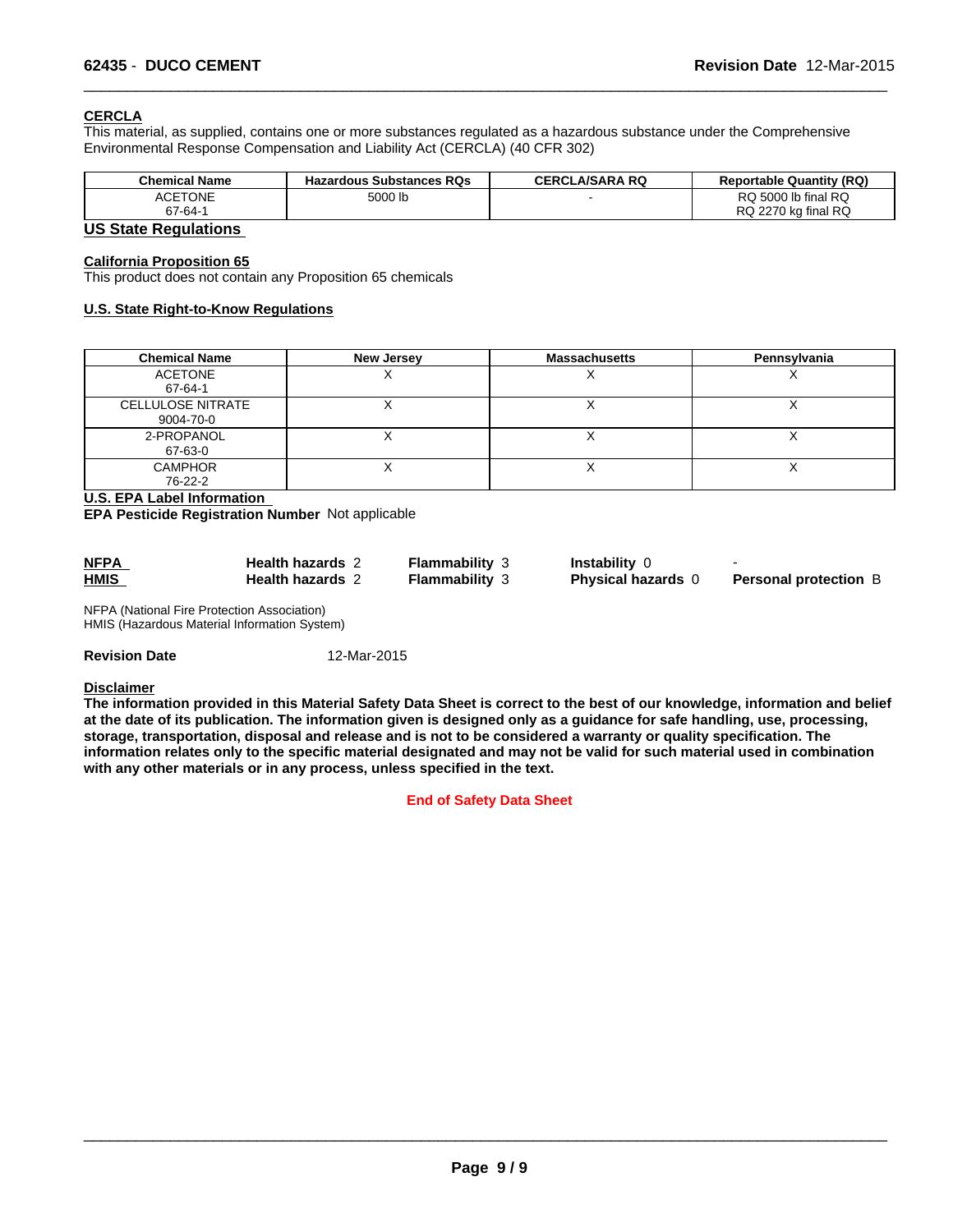## CERCLA

This material, as supplied, contains one or more substances regulated as a hazardous substance under the Comprehensive Environmental Response Compensation and Liability Act (CERCLA) (40 CFR 302)

| Chemical Name | Hazardous Substances RQs | CERCLA/SARA RQ | Reportable Quantity (RQ) |
|---|---|---|---|
| ACETONE<br>67-64-1 | 5000 lb | - | RQ 5000 lb final RQ<br>RQ 2270 kg final RQ |

## US State Regulations

### California Proposition 65

This product does not contain any Proposition 65 chemicals

### U.S. State Right-to-Know Regulations

| Chemical Name | New Jersey | Massachusetts | Pennsylvania |
|---|---|---|---|
| ACETONE<br>67-64-1 | X | X | X |
| CELLULOSE NITRATE<br>9004-70-0 | X | X | X |
| 2-PROPANOL<br>67-63-0 | X | X | X |
| CAMPHOR<br>76-22-2 | X | X | X |

### U.S. EPA Label Information

**EPA Pesticide Registration Number** Not applicable

| | | | | |
|---|---|---|---|---|
| **NFPA** | **Health hazards** 2 | **Flammability** 3 | **Instability** 0 | - |
| **HMIS** | **Health hazards** 2 | **Flammability** 3 | **Physical hazards** 0 | **Personal protection** B |

NFPA (National Fire Protection Association)
HMIS (Hazardous Material Information System)

**Revision Date** 12-Mar-2015

## Disclaimer

**The information provided in this Material Safety Data Sheet is correct to the best of our knowledge, information and belief at the date of its publication. The information given is designed only as a guidance for safe handling, use, processing, storage, transportation, disposal and release and is not to be considered a warranty or quality specification. The information relates only to the specific material designated and may not be valid for such material used in combination with any other materials or in any process, unless specified in the text.**

**End of Safety Data Sheet**